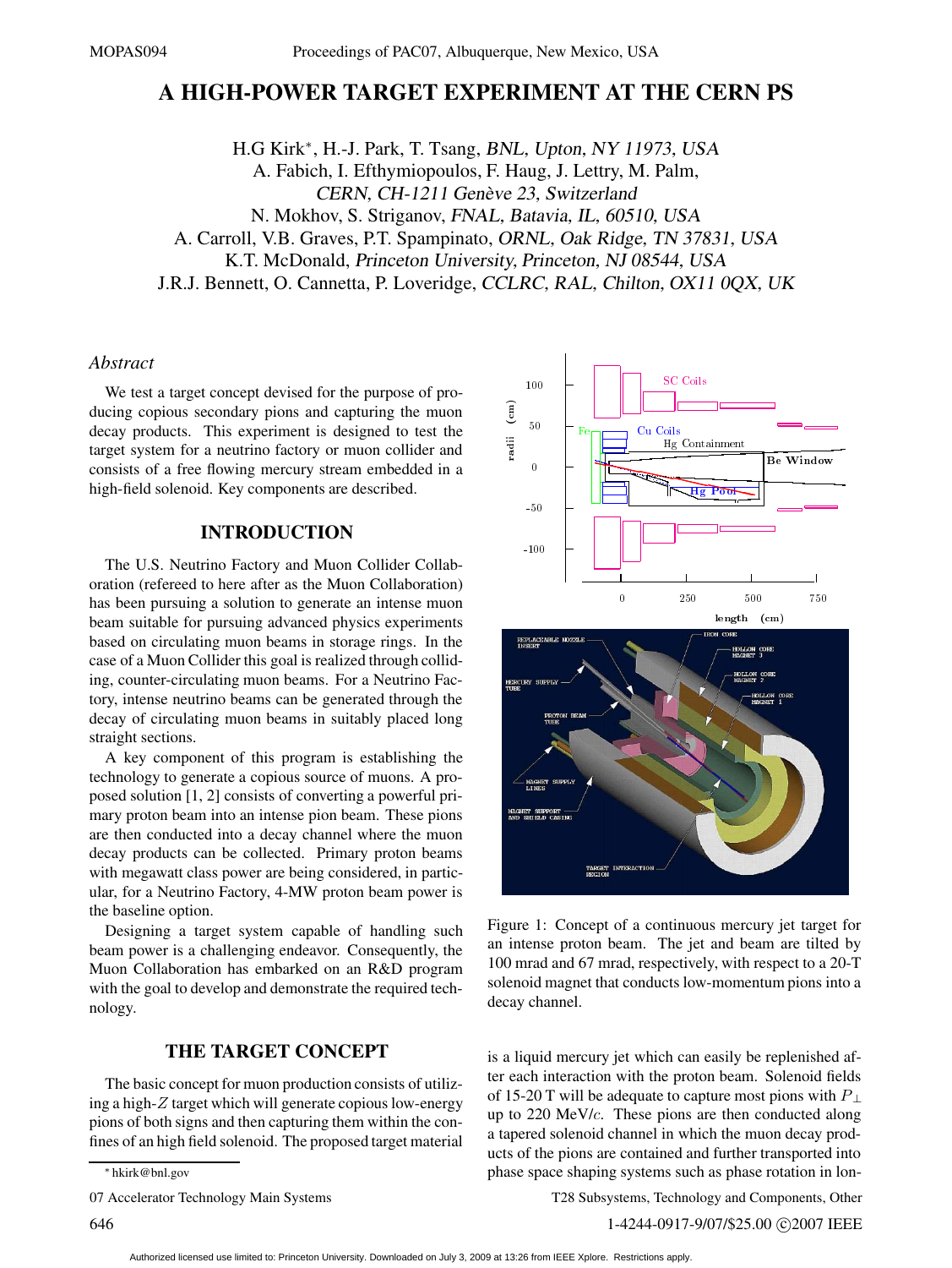# A HIGH-POWER TARGET EXPERIMENT AT THE CERN PS

H.G Kirk*, H.-J. Park, T. Tsang, *BNL, Upton, NY 11973, USA*
A. Fabich, I. Efthymiopoulos, F. Haug, J. Lettry, M. Palm, *CERN, CH-1211 Genève 23, Switzerland*
N. Mokhov, S. Striganov, *FNAL, Batavia, IL, 60510, USA*
A. Carroll, V.B. Graves, P.T. Spampinato, *ORNL, Oak Ridge, TN 37831, USA*
K.T. McDonald, *Princeton University, Princeton, NJ 08544, USA*
J.R.J. Bennett, O. Cannetta, P. Loveridge, *CCLRC, RAL, Chilton, OX11 0QX, UK*

## *Abstract*

We test a target concept devised for the purpose of producing copious secondary pions and capturing the muon decay products. This experiment is designed to test the target system for a neutrino factory or muon collider and consists of a free flowing mercury stream embedded in a high-field solenoid. Key components are described.

## INTRODUCTION

The U.S. Neutrino Factory and Muon Collider Collaboration (refereed to here after as the Muon Collaboration) has been pursuing a solution to generate an intense muon beam suitable for pursuing advanced physics experiments based on circulating muon beams in storage rings. In the case of a Muon Collider this goal is realized through colliding, counter-circulating muon beams. For a Neutrino Factory, intense neutrino beams can be generated through the decay of circulating muon beams in suitably placed long straight sections.

A key component of this program is establishing the technology to generate a copious source of muons. A proposed solution [1, 2] consists of converting a powerful primary proton beam into an intense pion beam. These pions are then conducted into a decay channel where the muon decay products can be collected. Primary proton beams with megawatt class power are being considered, in particular, for a Neutrino Factory, 4-MW proton beam power is the baseline option.

Designing a target system capable of handling such beam power is a challenging endeavor. Consequently, the Muon Collaboration has embarked on an R&D program with the goal to develop and demonstrate the required technology.

## THE TARGET CONCEPT

The basic concept for muon production consists of utilizing a high-$Z$ target which will generate copious low-energy pions of both signs and then capturing them within the confines of an high field solenoid. The proposed target material is a liquid mercury jet which can easily be replenished after each interaction with the proton beam. Solenoid fields of 15-20 T will be adequate to capture most pions with $P_\perp$ up to 220 MeV/$c$. These pions are then conducted along a tapered solenoid channel in which the muon decay products of the pions are contained and further transported into phase space shaping systems such as phase rotation in lon-

Figure 1: Concept of a continuous mercury jet target for an intense proton beam. The jet and beam are tilted by 100 mrad and 67 mrad, respectively, with respect to a 20-T solenoid magnet that conducts low-momentum pions into a decay channel.

* hkirk@bnl.gov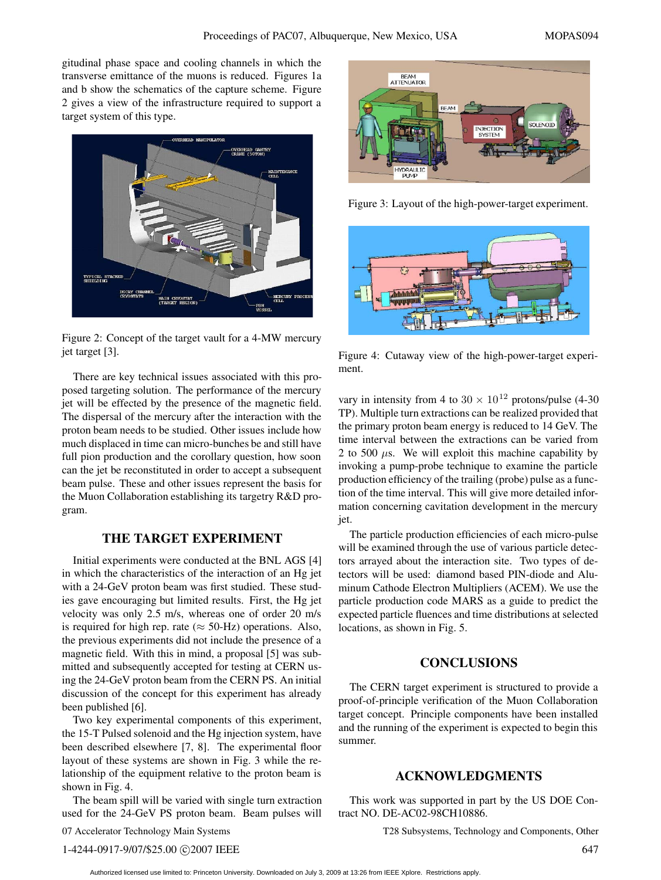gitudinal phase space and cooling channels in which the transverse emittance of the muons is reduced. Figures 1a and b show the schematics of the capture scheme. Figure 2 gives a view of the infrastructure required to support a target system of this type.

Figure 2: Concept of the target vault for a 4-MW mercury jet target [3].

There are key technical issues associated with this proposed targeting solution. The performance of the mercury jet will be effected by the presence of the magnetic field. The dispersal of the mercury after the interaction with the proton beam needs to be studied. Other issues include how much displaced in time can micro-bunches be and still have full pion production and the corollary question, how soon can the jet be reconstituted in order to accept a subsequent beam pulse. These and other issues represent the basis for the Muon Collaboration establishing its targetry R&D program.

## THE TARGET EXPERIMENT

Initial experiments were conducted at the BNL AGS [4] in which the characteristics of the interaction of an Hg jet with a 24-GeV proton beam was first studied. These studies gave encouraging but limited results. First, the Hg jet velocity was only 2.5 m/s, whereas one of order 20 m/s is required for high rep. rate ($\approx$ 50-Hz) operations. Also, the previous experiments did not include the presence of a magnetic field. With this in mind, a proposal [5] was submitted and subsequently accepted for testing at CERN using the 24-GeV proton beam from the CERN PS. An initial discussion of the concept for this experiment has already been published [6].

Two key experimental components of this experiment, the 15-T Pulsed solenoid and the Hg injection system, have been described elsewhere [7, 8]. The experimental floor layout of these systems are shown in Fig. 3 while the relationship of the equipment relative to the proton beam is shown in Fig. 4.

The beam spill will be varied with single turn extraction used for the 24-GeV PS proton beam. Beam pulses will vary in intensity from 4 to 30 $\times$ $10^{12}$ protons/pulse (4-30 TP). Multiple turn extractions can be realized provided that the primary proton beam energy is reduced to 14 GeV. The time interval between the extractions can be varied from 2 to 500 $\mu$s. We will exploit this machine capability by invoking a pump-probe technique to examine the particle production efficiency of the trailing (probe) pulse as a function of the time interval. This will give more detailed information concerning cavitation development in the mercury jet.

Figure 3: Layout of the high-power-target experiment.

Figure 4: Cutaway view of the high-power-target experiment.

The particle production efficiencies of each micro-pulse will be examined through the use of various particle detectors arrayed about the interaction site. Two types of detectors will be used: diamond based PIN-diode and Aluminum Cathode Electron Multipliers (ACEM). We use the particle production code MARS as a guide to predict the expected particle fluences and time distributions at selected locations, as shown in Fig. 5.

## CONCLUSIONS

The CERN target experiment is structured to provide a proof-of-principle verification of the Muon Collaboration target concept. Principle components have been installed and the running of the experiment is expected to begin this summer.

## ACKNOWLEDGMENTS

This work was supported in part by the US DOE Contract NO. DE-AC02-98CH10886.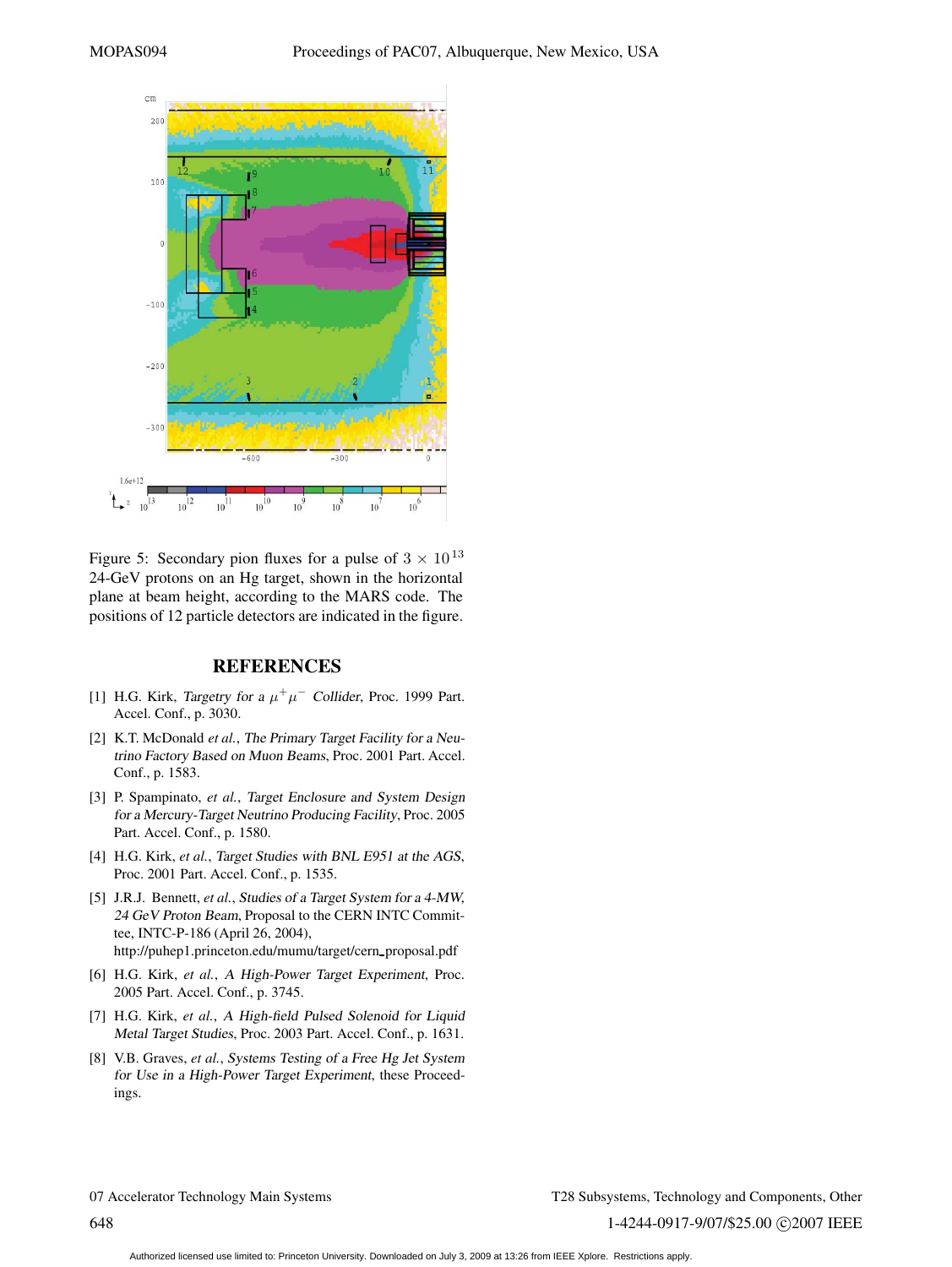cm

200

100

0

-100

-200

-300

-600

-300

0

12

9

8

7

6

5

4

3

2

1

10

11

1.6e+12

$10^{13}$ $10^{12}$ $10^{11}$ $10^{10}$ $10^{9}$ $10^{8}$ $10^{7}$ $10^{6}$

Figure 5: Secondary pion fluxes for a pulse of $3 \times 10^{13}$ 24-GeV protons on an Hg target, shown in the horizontal plane at beam height, according to the MARS code. The positions of 12 particle detectors are indicated in the figure.

## REFERENCES

[1] H.G. Kirk, *Targetry for a $\mu^+\mu^-$ Collider*, Proc. 1999 Part. Accel. Conf., p. 3030.

[2] K.T. McDonald *et al.*, *The Primary Target Facility for a Neutrino Factory Based on Muon Beams*, Proc. 2001 Part. Accel. Conf., p. 1583.

[3] P. Spampinato, *et al.*, *Target Enclosure and System Design for a Mercury-Target Neutrino Producing Facility*, Proc. 2005 Part. Accel. Conf., p. 1580.

[4] H.G. Kirk, *et al.*, *Target Studies with BNL E951 at the AGS*, Proc. 2001 Part. Accel. Conf., p. 1535.

[5] J.R.J. Bennett, *et al.*, *Studies of a Target System for a 4-MW, 24 GeV Proton Beam*, Proposal to the CERN INTC Committee, INTC-P-186 (April 26, 2004), http://puhep1.princeton.edu/mumu/target/cern_proposal.pdf

[6] H.G. Kirk, *et al.*, *A High-Power Target Experiment*, Proc. 2005 Part. Accel. Conf., p. 3745.

[7] H.G. Kirk, *et al.*, *A High-field Pulsed Solenoid for Liquid Metal Target Studies*, Proc. 2003 Part. Accel. Conf., p. 1631.

[8] V.B. Graves, *et al.*, *Systems Testing of a Free Hg Jet System for Use in a High-Power Target Experiment*, these Proceedings.